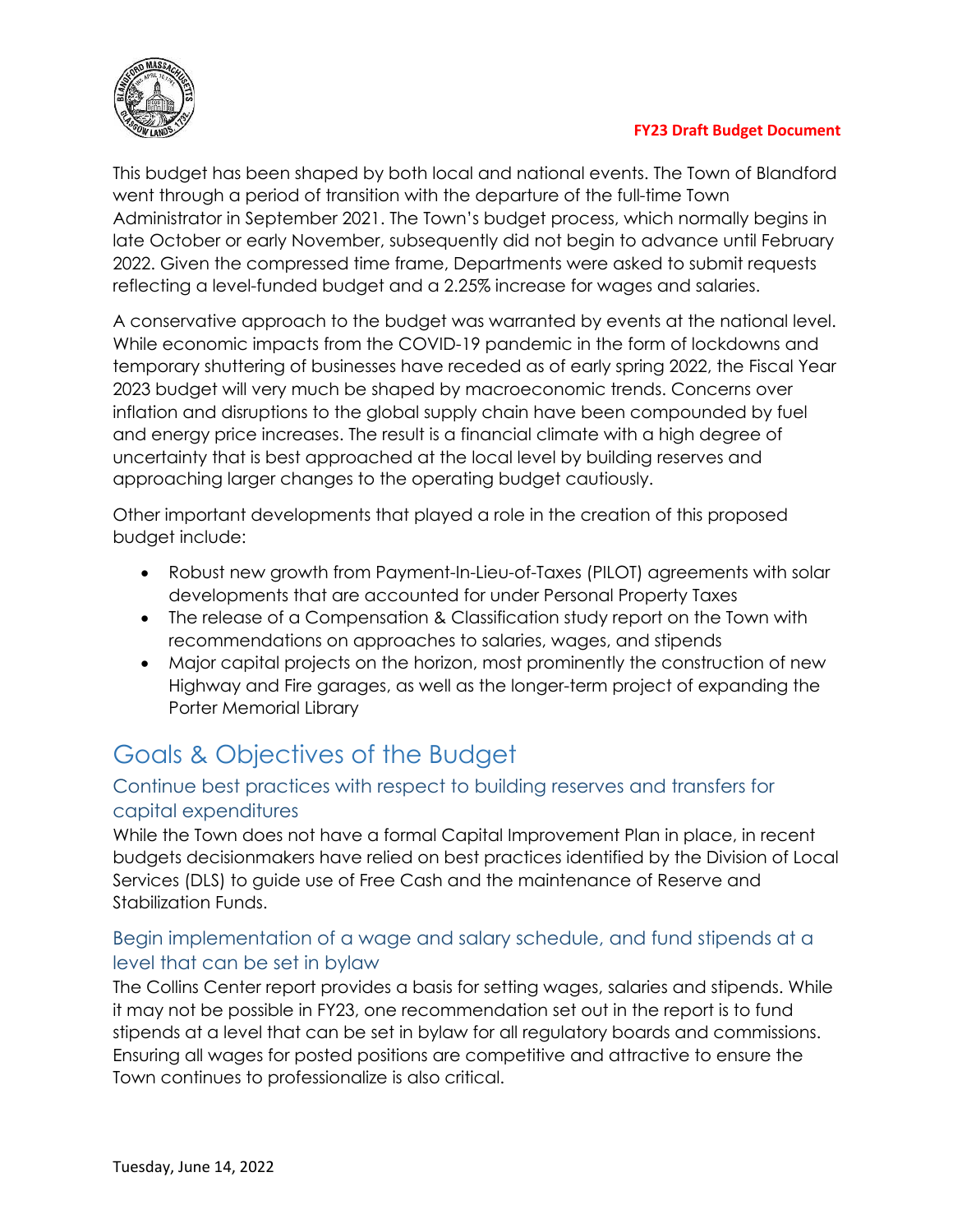This budget has been shaped by both local and national events. The Town of Blandford went through a period of transition with the departure of the full-time Town Administrator in September 2021. The Town's budget process, which normally begins in late October or early November, subsequently did not begin to advance until February 2022. Given the compressed time frame, Departments were asked to submit requests reflecting a level-funded budget and a 2.25% increase for wages and salaries.

A conservative approach to the budget was warranted by events at the national level. While economic impacts from the COVID-19 pandemic in the form of lockdowns and temporary shuttering of businesses have receded as of early spring 2022, the Fiscal Year 2023 budget will very much be shaped by macroeconomic trends. Concerns over inflation and disruptions to the global supply chain have been compounded by fuel and energy price increases. The result is a financial climate with a high degree of uncertainty that is best approached at the local level by building reserves and approaching larger changes to the operating budget cautiously.

Other important developments that played a role in the creation of this proposed budget include:

- Robust new growth from Payment-In-Lieu-of-Taxes (PILOT) agreements with solar developments that are accounted for under Personal Property Taxes
- The release of a Compensation & Classification study report on the Town with recommendations on approaches to salaries, wages, and stipends
- Major capital projects on the horizon, most prominently the construction of new Highway and Fire garages, as well as the longer-term project of expanding the Porter Memorial Library

# Goals & Objectives of the Budget

## Continue best practices with respect to building reserves and transfers for capital expenditures

While the Town does not have a formal Capital Improvement Plan in place, in recent budgets decisionmakers have relied on best practices identified by the Division of Local Services (DLS) to guide use of Free Cash and the maintenance of Reserve and Stabilization Funds.

## Begin implementation of a wage and salary schedule, and fund stipends at a level that can be set in bylaw

The Collins Center report provides a basis for setting wages, salaries and stipends. While it may not be possible in FY23, one recommendation set out in the report is to fund stipends at a level that can be set in bylaw for all regulatory boards and commissions. Ensuring all wages for posted positions are competitive and attractive to ensure the Town continues to professionalize is also critical.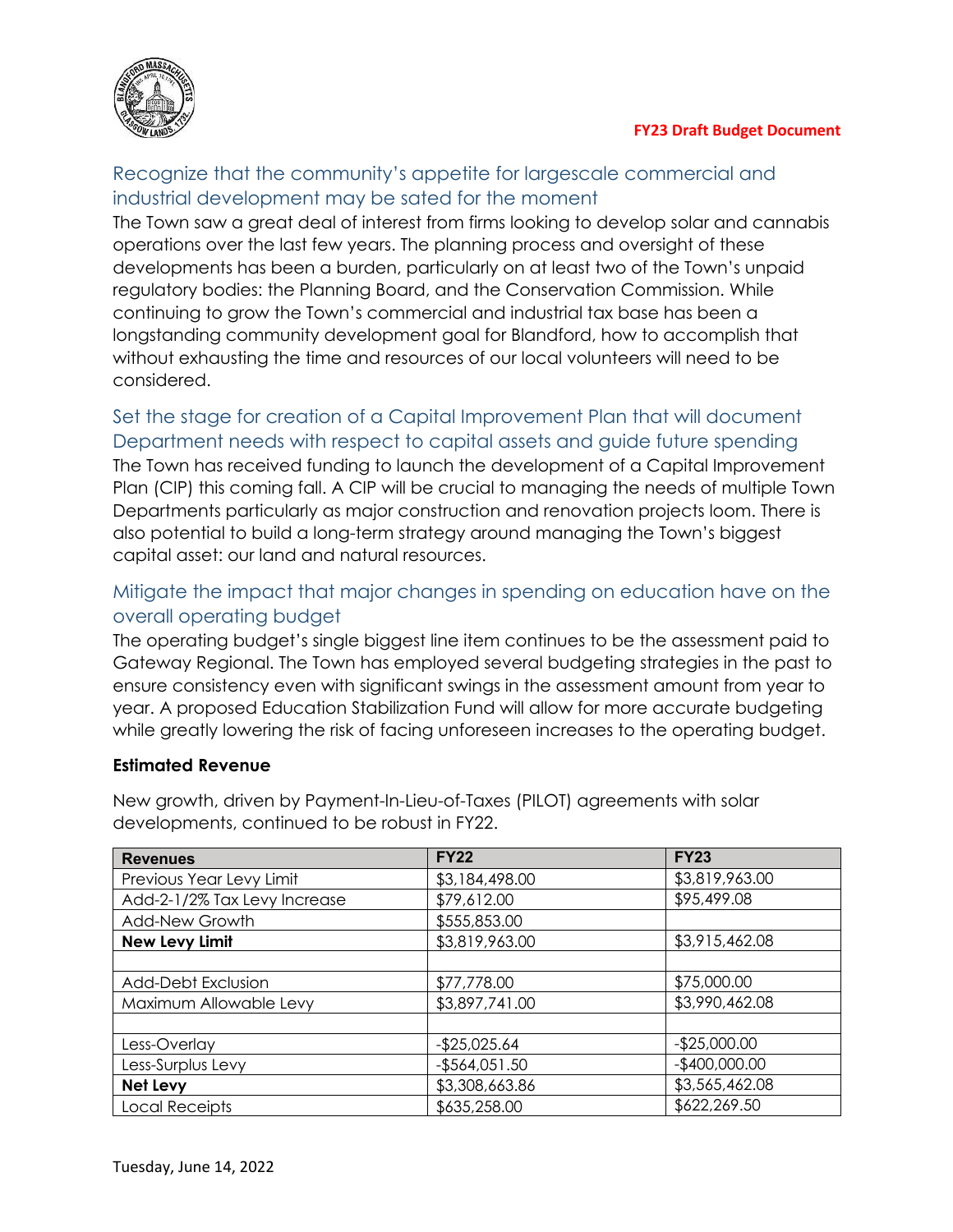## Recognize that the community's appetite for largescale commercial and industrial development may be sated for the moment

The Town saw a great deal of interest from firms looking to develop solar and cannabis operations over the last few years. The planning process and oversight of these developments has been a burden, particularly on at least two of the Town's unpaid regulatory bodies: the Planning Board, and the Conservation Commission. While continuing to grow the Town's commercial and industrial tax base has been a longstanding community development goal for Blandford, how to accomplish that without exhausting the time and resources of our local volunteers will need to be considered.

## Set the stage for creation of a Capital Improvement Plan that will document Department needs with respect to capital assets and guide future spending

The Town has received funding to launch the development of a Capital Improvement Plan (CIP) this coming fall. A CIP will be crucial to managing the needs of multiple Town Departments particularly as major construction and renovation projects loom. There is also potential to build a long-term strategy around managing the Town's biggest capital asset: our land and natural resources.

## Mitigate the impact that major changes in spending on education have on the overall operating budget

The operating budget's single biggest line item continues to be the assessment paid to Gateway Regional. The Town has employed several budgeting strategies in the past to ensure consistency even with significant swings in the assessment amount from year to year. A proposed Education Stabilization Fund will allow for more accurate budgeting while greatly lowering the risk of facing unforeseen increases to the operating budget.

**Estimated Revenue**

New growth, driven by Payment-In-Lieu-of-Taxes (PILOT) agreements with solar developments, continued to be robust in FY22.

| Revenues | FY22 | FY23 |
|---|---|---|
| Previous Year Levy Limit | $3,184,498.00 | $3,819,963.00 |
| Add-2-1/2% Tax Levy Increase | $79,612.00 | $95,499.08 |
| Add-New Growth | $555,853.00 | |
| **New Levy Limit** | $3,819,963.00 | $3,915,462.08 |
| | | |
| Add-Debt Exclusion | $77,778.00 | $75,000.00 |
| Maximum Allowable Levy | $3,897,741.00 | $3,990,462.08 |
| | | |
| Less-Overlay | -$25,025.64 | -$25,000.00 |
| Less-Surplus Levy | -$564,051.50 | -$400,000.00 |
| **Net Levy** | $3,308,663.86 | $3,565,462.08 |
| Local Receipts | $635,258.00 | $622,269.50 |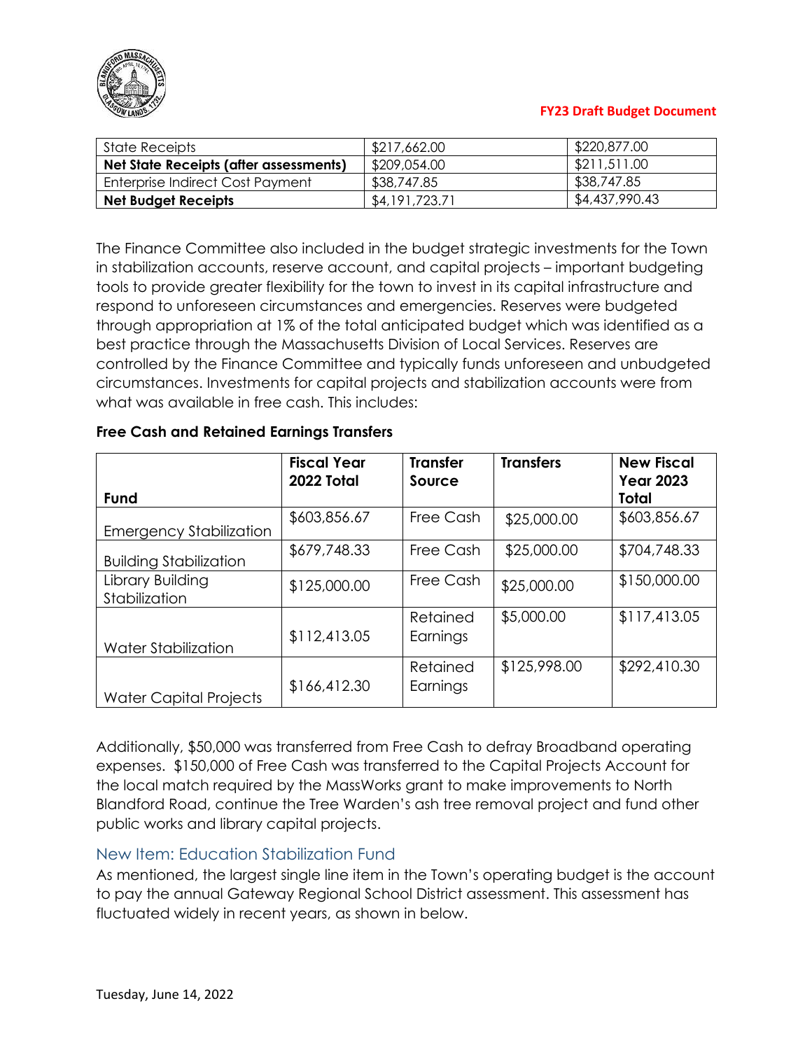| State Receipts | $217,662.00 | $220,877.00 |
|---|---|---|
| **Net State Receipts (after assessments)** | $209,054.00 | $211,511.00 |
| Enterprise Indirect Cost Payment | $38,747.85 | $38,747.85 |
| **Net Budget Receipts** | $4,191,723.71 | $4,437,990.43 |

The Finance Committee also included in the budget strategic investments for the Town in stabilization accounts, reserve account, and capital projects – important budgeting tools to provide greater flexibility for the town to invest in its capital infrastructure and respond to unforeseen circumstances and emergencies. Reserves were budgeted through appropriation at 1% of the total anticipated budget which was identified as a best practice through the Massachusetts Division of Local Services. Reserves are controlled by the Finance Committee and typically funds unforeseen and unbudgeted circumstances. Investments for capital projects and stabilization accounts were from what was available in free cash. This includes:

**Free Cash and Retained Earnings Transfers**

| Fund | Fiscal Year 2022 Total | Transfer Source | Transfers | New Fiscal Year 2023 Total |
|---|---|---|---|---|
| Emergency Stabilization | $603,856.67 | Free Cash | $25,000.00 | $603,856.67 |
| Building Stabilization | $679,748.33 | Free Cash | $25,000.00 | $704,748.33 |
| Library Building Stabilization | $125,000.00 | Free Cash | $25,000.00 | $150,000.00 |
| Water Stabilization | $112,413.05 | Retained Earnings | $5,000.00 | $117,413.05 |
| Water Capital Projects | $166,412.30 | Retained Earnings | $125,998.00 | $292,410.30 |

Additionally, $50,000 was transferred from Free Cash to defray Broadband operating expenses. $150,000 of Free Cash was transferred to the Capital Projects Account for the local match required by the MassWorks grant to make improvements to North Blandford Road, continue the Tree Warden's ash tree removal project and fund other public works and library capital projects.

## New Item: Education Stabilization Fund

As mentioned, the largest single line item in the Town's operating budget is the account to pay the annual Gateway Regional School District assessment. This assessment has fluctuated widely in recent years, as shown in below.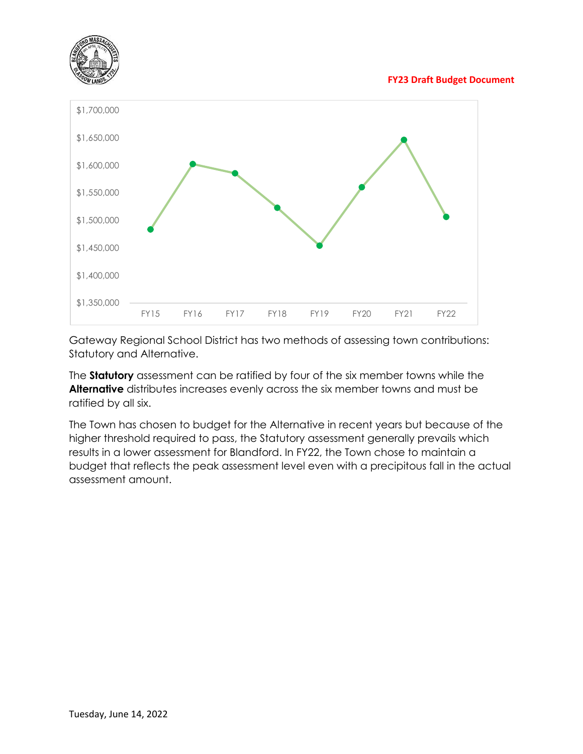Gateway Regional School District has two methods of assessing town contributions: Statutory and Alternative.

The **Statutory** assessment can be ratified by four of the six member towns while the **Alternative** distributes increases evenly across the six member towns and must be ratified by all six.

The Town has chosen to budget for the Alternative in recent years but because of the higher threshold required to pass, the Statutory assessment generally prevails which results in a lower assessment for Blandford. In FY22, the Town chose to maintain a budget that reflects the peak assessment level even with a precipitous fall in the actual assessment amount.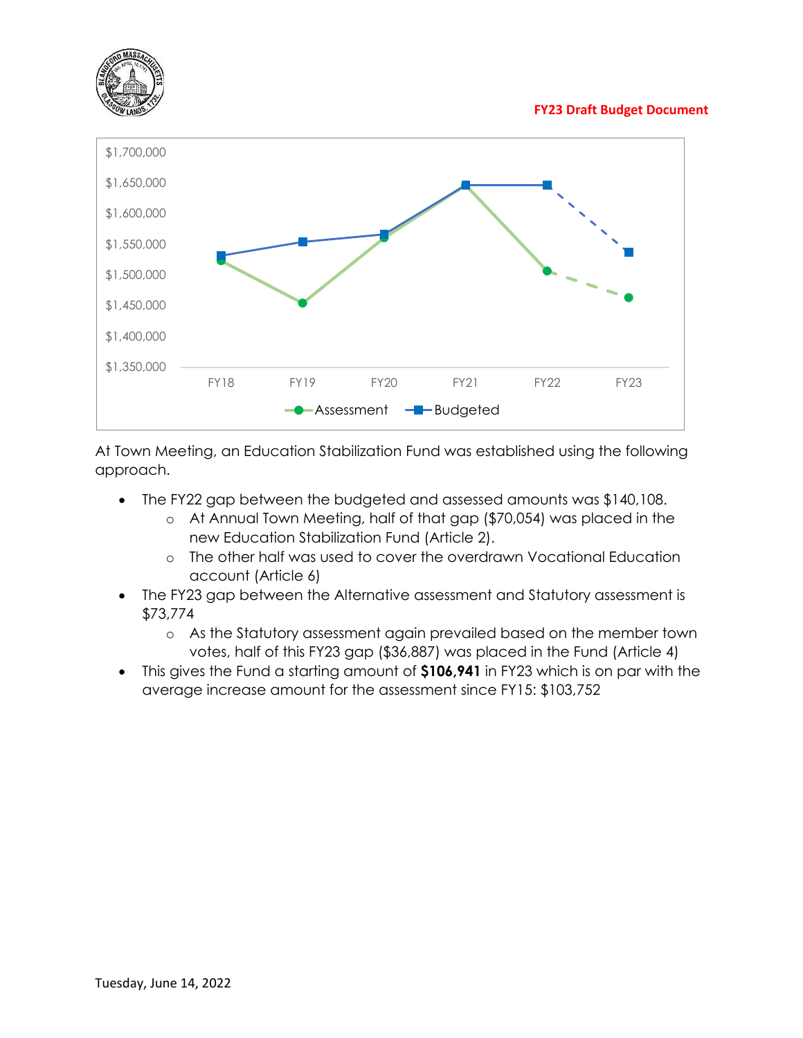At Town Meeting, an Education Stabilization Fund was established using the following approach.

- The FY22 gap between the budgeted and assessed amounts was $140,108.
  - At Annual Town Meeting, half of that gap ($70,054) was placed in the new Education Stabilization Fund (Article 2).
  - The other half was used to cover the overdrawn Vocational Education account (Article 6)
- The FY23 gap between the Alternative assessment and Statutory assessment is $73,774
  - As the Statutory assessment again prevailed based on the member town votes, half of this FY23 gap ($36,887) was placed in the Fund (Article 4)
- This gives the Fund a starting amount of **$106,941** in FY23 which is on par with the average increase amount for the assessment since FY15: $103,752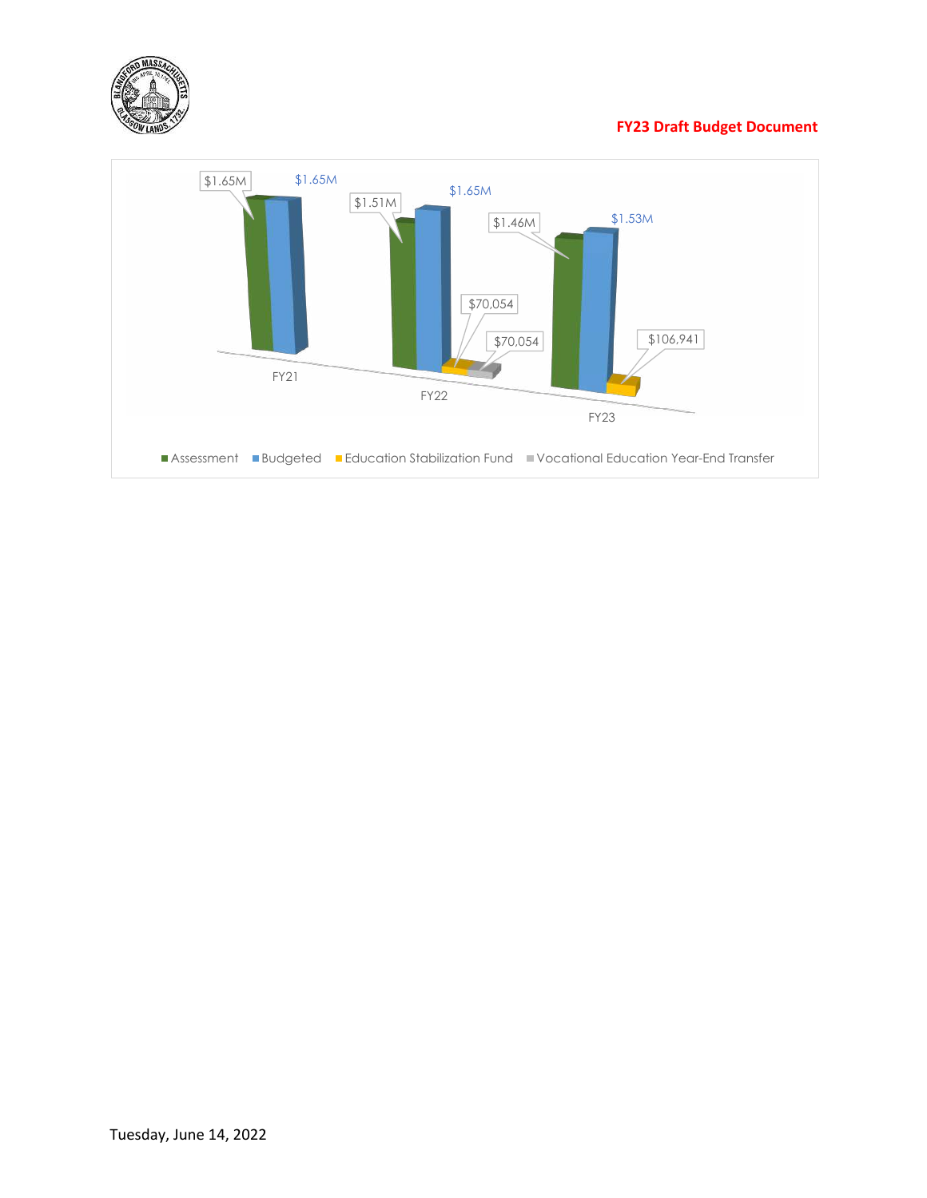**FY23 Draft Budget Document**

$1.65M
$1.65M
$1.51M
$1.65M
$1.46M
$1.53M
$70,054
$70,054
$106,941

FY21
FY22
FY23

Assessment | Budgeted | Education Stabilization Fund | Vocational Education Year-End Transfer

Tuesday, June 14, 2022